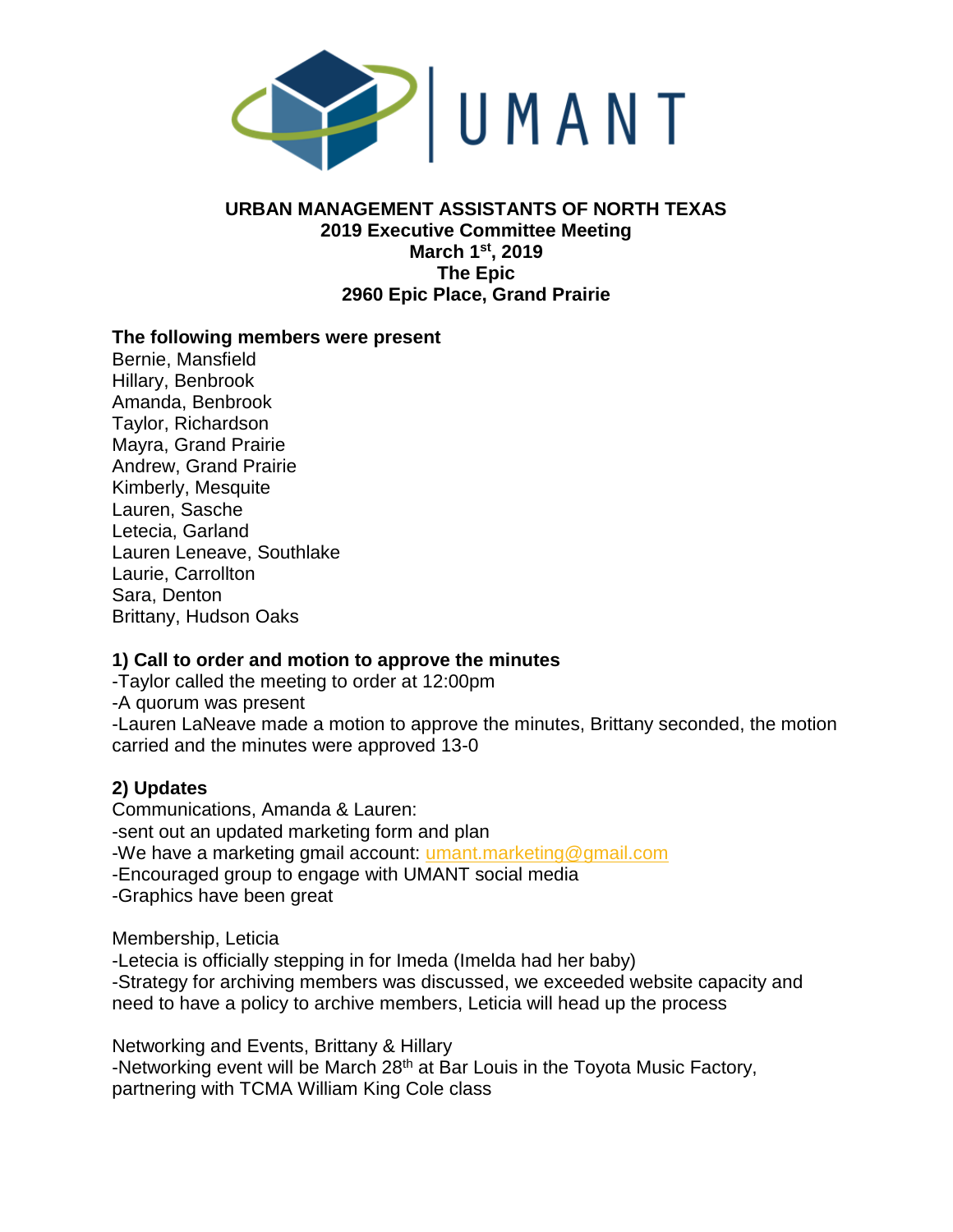# URBAN MANAGEMENT ASSISTANTS OF NORTH TEXAS
## 2019 Executive Committee Meeting
## March 1st, 2019
## The Epic
## 2960 Epic Place, Grand Prairie

**The following members were present**

Bernie, Mansfield
Hillary, Benbrook
Amanda, Benbrook
Taylor, Richardson
Mayra, Grand Prairie
Andrew, Grand Prairie
Kimberly, Mesquite
Lauren, Sasche
Letecia, Garland
Lauren Leneave, Southlake
Laurie, Carrollton
Sara, Denton
Brittany, Hudson Oaks

### 1) Call to order and motion to approve the minutes

-Taylor called the meeting to order at 12:00pm
-A quorum was present
-Lauren LaNeave made a motion to approve the minutes, Brittany seconded, the motion carried and the minutes were approved 13-0

### 2) Updates

Communications, Amanda & Lauren:
-sent out an updated marketing form and plan
-We have a marketing gmail account: umant.marketing@gmail.com
-Encouraged group to engage with UMANT social media
-Graphics have been great

Membership, Leticia
-Letecia is officially stepping in for Imeda (Imelda had her baby)
-Strategy for archiving members was discussed, we exceeded website capacity and need to have a policy to archive members, Leticia will head up the process

Networking and Events, Brittany & Hillary
-Networking event will be March 28th at Bar Louis in the Toyota Music Factory, partnering with TCMA William King Cole class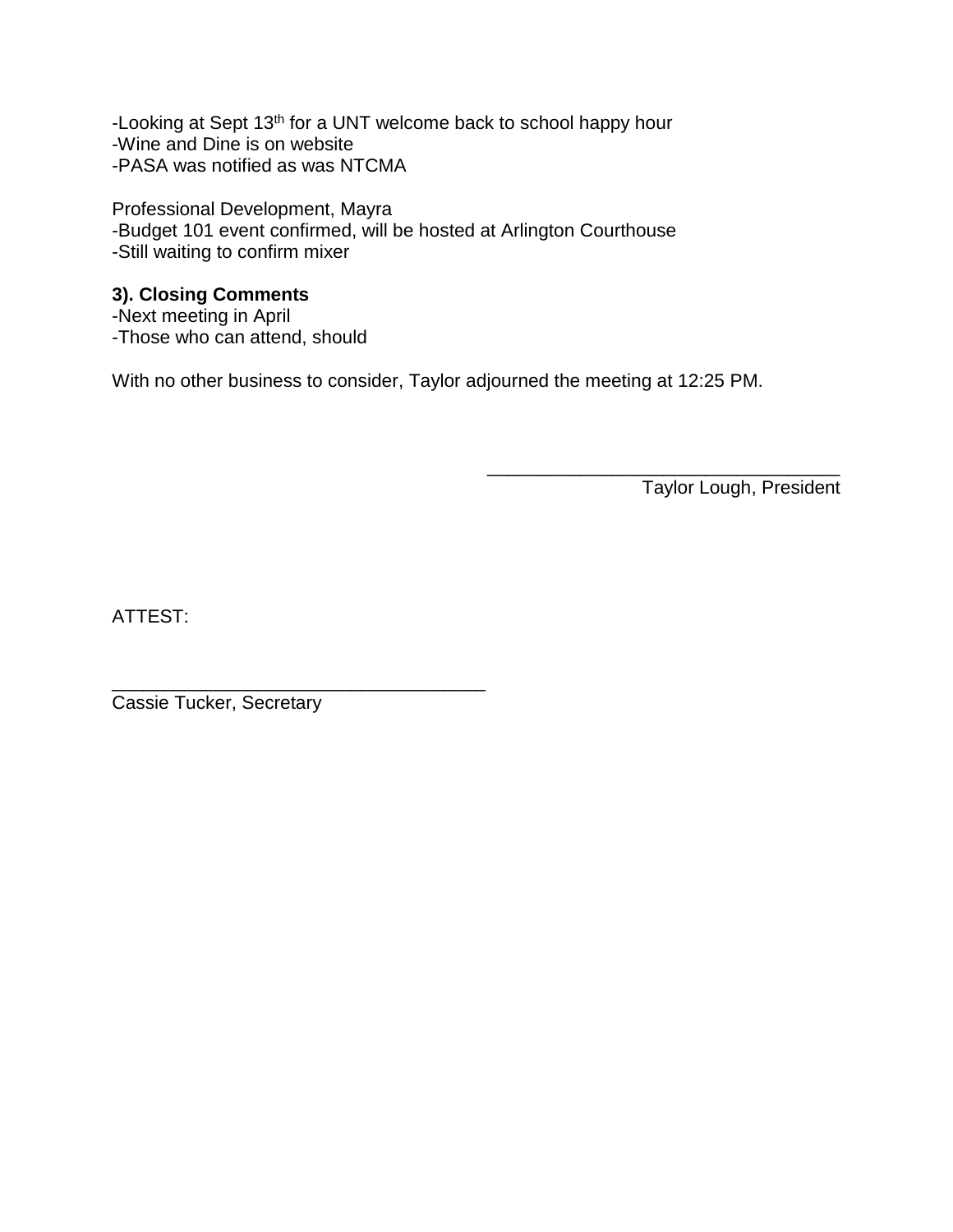-Looking at Sept 13th for a UNT welcome back to school happy hour
-Wine and Dine is on website
-PASA was notified as was NTCMA

Professional Development, Mayra
-Budget 101 event confirmed, will be hosted at Arlington Courthouse
-Still waiting to confirm mixer

**3). Closing Comments**
-Next meeting in April
-Those who can attend, should

With no other business to consider, Taylor adjourned the meeting at 12:25 PM.

\_\_\_\_\_\_\_\_\_\_\_\_\_\_\_\_\_\_\_\_\_\_\_\_\_\_\_\_\_\_\_\_\_\_\_
Taylor Lough, President

ATTEST:

\_\_\_\_\_\_\_\_\_\_\_\_\_\_\_\_\_\_\_\_\_\_\_\_\_\_\_\_\_\_\_\_\_\_\_\_\_
Cassie Tucker, Secretary